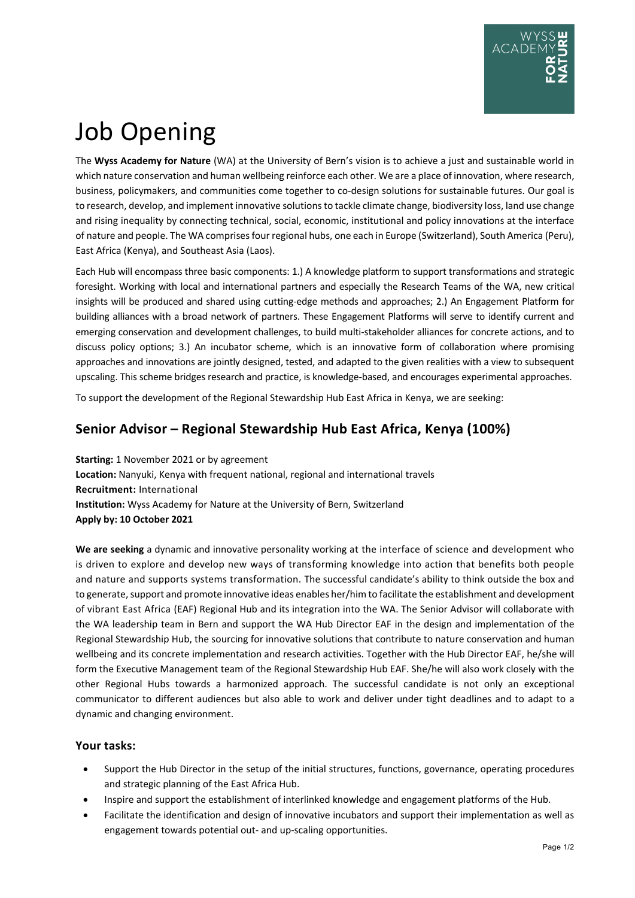# Job Opening

The **Wyss Academy for Nature** (WA) at the University of Bern's vision is to achieve a just and sustainable world in which nature conservation and human wellbeing reinforce each other. We are a place of innovation, where research, business, policymakers, and communities come together to co-design solutions for sustainable futures. Our goal is to research, develop, and implement innovative solutions to tackle climate change, biodiversity loss, land use change and rising inequality by connecting technical, social, economic, institutional and policy innovations at the interface of nature and people. The WA comprises four regional hubs, one each in Europe (Switzerland), South America (Peru), East Africa (Kenya), and Southeast Asia (Laos).

Each Hub will encompass three basic components: 1.) A knowledge platform to support transformations and strategic foresight. Working with local and international partners and especially the Research Teams of the WA, new critical insights will be produced and shared using cutting-edge methods and approaches; 2.) An Engagement Platform for building alliances with a broad network of partners. These Engagement Platforms will serve to identify current and emerging conservation and development challenges, to build multi-stakeholder alliances for concrete actions, and to discuss policy options; 3.) An incubator scheme, which is an innovative form of collaboration where promising approaches and innovations are jointly designed, tested, and adapted to the given realities with a view to subsequent upscaling. This scheme bridges research and practice, is knowledge-based, and encourages experimental approaches.

To support the development of the Regional Stewardship Hub East Africa in Kenya, we are seeking:

## Senior Advisor – Regional Stewardship Hub East Africa, Kenya (100%)

**Starting:** 1 November 2021 or by agreement
**Location:** Nanyuki, Kenya with frequent national, regional and international travels
**Recruitment:** International
**Institution:** Wyss Academy for Nature at the University of Bern, Switzerland
**Apply by: 10 October 2021**

**We are seeking** a dynamic and innovative personality working at the interface of science and development who is driven to explore and develop new ways of transforming knowledge into action that benefits both people and nature and supports systems transformation. The successful candidate's ability to think outside the box and to generate, support and promote innovative ideas enables her/him to facilitate the establishment and development of vibrant East Africa (EAF) Regional Hub and its integration into the WA. The Senior Advisor will collaborate with the WA leadership team in Bern and support the WA Hub Director EAF in the design and implementation of the Regional Stewardship Hub, the sourcing for innovative solutions that contribute to nature conservation and human wellbeing and its concrete implementation and research activities. Together with the Hub Director EAF, he/she will form the Executive Management team of the Regional Stewardship Hub EAF. She/he will also work closely with the other Regional Hubs towards a harmonized approach. The successful candidate is not only an exceptional communicator to different audiences but also able to work and deliver under tight deadlines and to adapt to a dynamic and changing environment.

### Your tasks:

- Support the Hub Director in the setup of the initial structures, functions, governance, operating procedures and strategic planning of the East Africa Hub.
- Inspire and support the establishment of interlinked knowledge and engagement platforms of the Hub.
- Facilitate the identification and design of innovative incubators and support their implementation as well as engagement towards potential out- and up-scaling opportunities.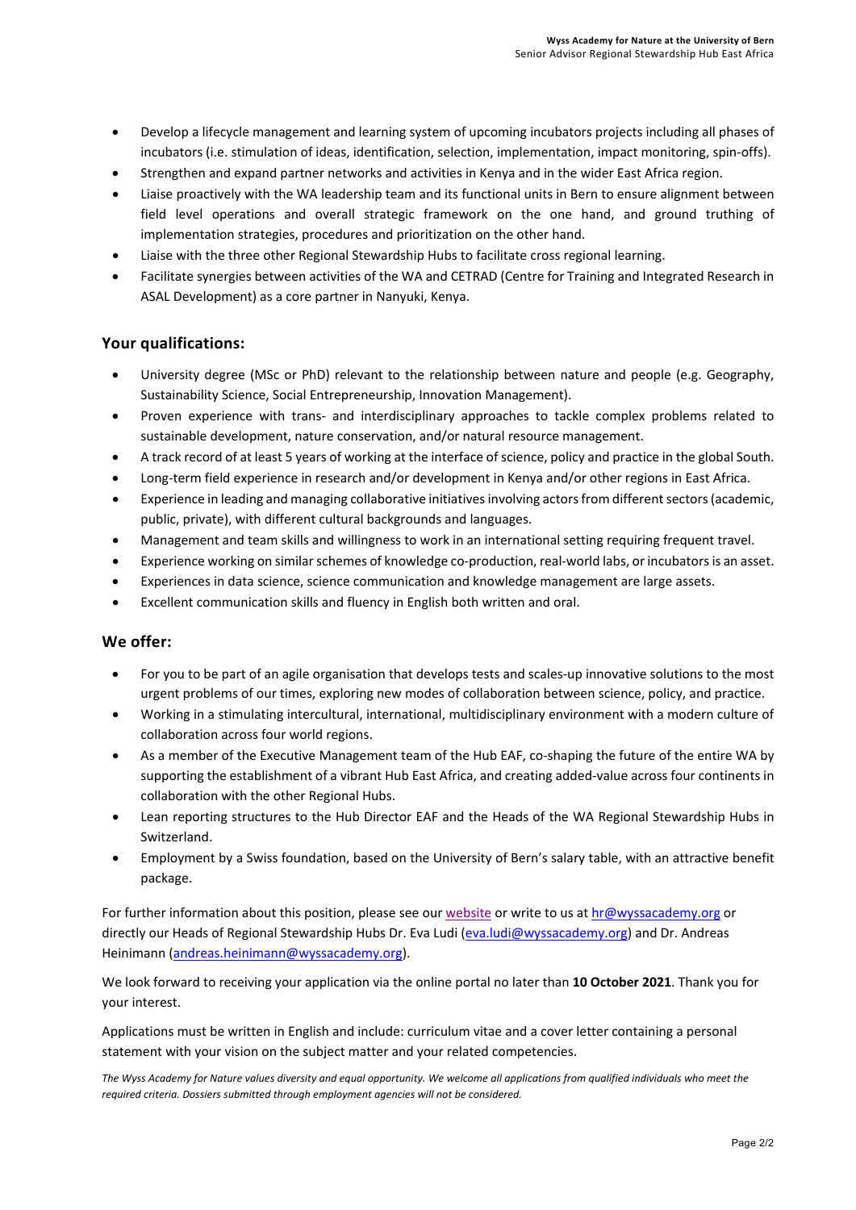- Develop a lifecycle management and learning system of upcoming incubators projects including all phases of incubators (i.e. stimulation of ideas, identification, selection, implementation, impact monitoring, spin-offs).
- Strengthen and expand partner networks and activities in Kenya and in the wider East Africa region.
- Liaise proactively with the WA leadership team and its functional units in Bern to ensure alignment between field level operations and overall strategic framework on the one hand, and ground truthing of implementation strategies, procedures and prioritization on the other hand.
- Liaise with the three other Regional Stewardship Hubs to facilitate cross regional learning.
- Facilitate synergies between activities of the WA and CETRAD (Centre for Training and Integrated Research in ASAL Development) as a core partner in Nanyuki, Kenya.

## Your qualifications:

- University degree (MSc or PhD) relevant to the relationship between nature and people (e.g. Geography, Sustainability Science, Social Entrepreneurship, Innovation Management).
- Proven experience with trans- and interdisciplinary approaches to tackle complex problems related to sustainable development, nature conservation, and/or natural resource management.
- A track record of at least 5 years of working at the interface of science, policy and practice in the global South.
- Long-term field experience in research and/or development in Kenya and/or other regions in East Africa.
- Experience in leading and managing collaborative initiatives involving actors from different sectors (academic, public, private), with different cultural backgrounds and languages.
- Management and team skills and willingness to work in an international setting requiring frequent travel.
- Experience working on similar schemes of knowledge co-production, real-world labs, or incubators is an asset.
- Experiences in data science, science communication and knowledge management are large assets.
- Excellent communication skills and fluency in English both written and oral.

## We offer:

- For you to be part of an agile organisation that develops tests and scales-up innovative solutions to the most urgent problems of our times, exploring new modes of collaboration between science, policy, and practice.
- Working in a stimulating intercultural, international, multidisciplinary environment with a modern culture of collaboration across four world regions.
- As a member of the Executive Management team of the Hub EAF, co-shaping the future of the entire WA by supporting the establishment of a vibrant Hub East Africa, and creating added-value across four continents in collaboration with the other Regional Hubs.
- Lean reporting structures to the Hub Director EAF and the Heads of the WA Regional Stewardship Hubs in Switzerland.
- Employment by a Swiss foundation, based on the University of Bern's salary table, with an attractive benefit package.

For further information about this position, please see our website or write to us at hr@wyssacademy.org or directly our Heads of Regional Stewardship Hubs Dr. Eva Ludi (eva.ludi@wyssacademy.org) and Dr. Andreas Heinimann (andreas.heinimann@wyssacademy.org).

We look forward to receiving your application via the online portal no later than **10 October 2021**. Thank you for your interest.

Applications must be written in English and include: curriculum vitae and a cover letter containing a personal statement with your vision on the subject matter and your related competencies.

*The Wyss Academy for Nature values diversity and equal opportunity. We welcome all applications from qualified individuals who meet the required criteria. Dossiers submitted through employment agencies will not be considered.*